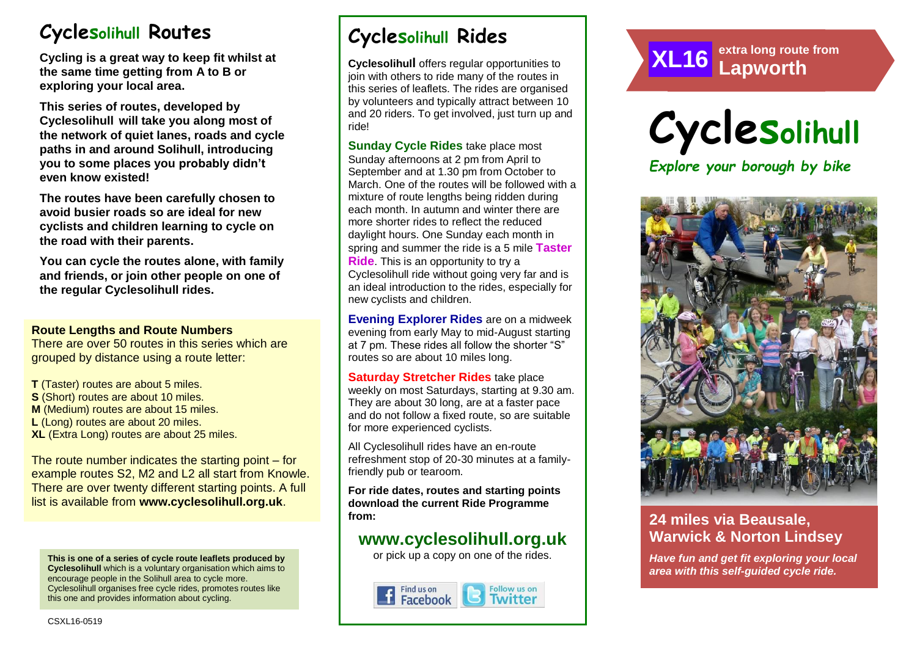# Cyclesolihull Routes

**Cycling is a great way to keep fit whilst at the same time getting from A to B or exploring your local area.**

**This series of routes, developed by Cyclesolihull will take you along most of the network of quiet lanes, roads and cycle paths in and around Solihull, introducing you to some places you probably didn't even know existed!**

**The routes have been carefully chosen to avoid busier roads so are ideal for new cyclists and children learning to cycle on the road with their parents.**

**You can cycle the routes alone, with family and friends, or join other people on one of the regular Cyclesolihull rides.**

**Route Lengths and Route Numbers**

There are over 50 routes in this series which are grouped by distance using a route letter:

**T** (Taster) routes are about 5 miles.
**S** (Short) routes are about 10 miles.
**M** (Medium) routes are about 15 miles.
**L** (Long) routes are about 20 miles.
**XL** (Extra Long) routes are about 25 miles.

The route number indicates the starting point – for example routes S2, M2 and L2 all start from Knowle. There are over twenty different starting points. A full list is available from **www.cyclesolihull.org.uk**.

**This is one of a series of cycle route leaflets produced by Cyclesolihull** which is a voluntary organisation which aims to encourage people in the Solihull area to cycle more. Cyclesolihull organises free cycle rides, promotes routes like this one and provides information about cycling.

CSXL16-0519

# Cyclesolihull Rides

**Cyclesolihull** offers regular opportunities to join with others to ride many of the routes in this series of leaflets. The rides are organised by volunteers and typically attract between 10 and 20 riders. To get involved, just turn up and ride!

**Sunday Cycle Rides** take place most Sunday afternoons at 2 pm from April to September and at 1.30 pm from October to March. One of the routes will be followed with a mixture of route lengths being ridden during each month. In autumn and winter there are more shorter rides to reflect the reduced daylight hours. One Sunday each month in spring and summer the ride is a 5 mile **Taster Ride**. This is an opportunity to try a Cyclesolihull ride without going very far and is an ideal introduction to the rides, especially for new cyclists and children.

**Evening Explorer Rides** are on a midweek evening from early May to mid-August starting at 7 pm. These rides all follow the shorter "S" routes so are about 10 miles long.

**Saturday Stretcher Rides** take place weekly on most Saturdays, starting at 9.30 am. They are about 30 long, are at a faster pace and do not follow a fixed route, so are suitable for more experienced cyclists.

All Cyclesolihull rides have an en-route refreshment stop of 20-30 minutes at a family-friendly pub or tearoom.

**For ride dates, routes and starting points download the current Ride Programme from:**

## www.cyclesolihull.org.uk

or pick up a copy on one of the rides.

Find us on Facebook | Follow us on Twitter

# XL16 extra long route from Lapworth

# Cyclesolihull

*Explore your borough by bike*

## 24 miles via Beausale, Warwick & Norton Lindsey

***Have fun and get fit exploring your local area with this self-guided cycle ride.***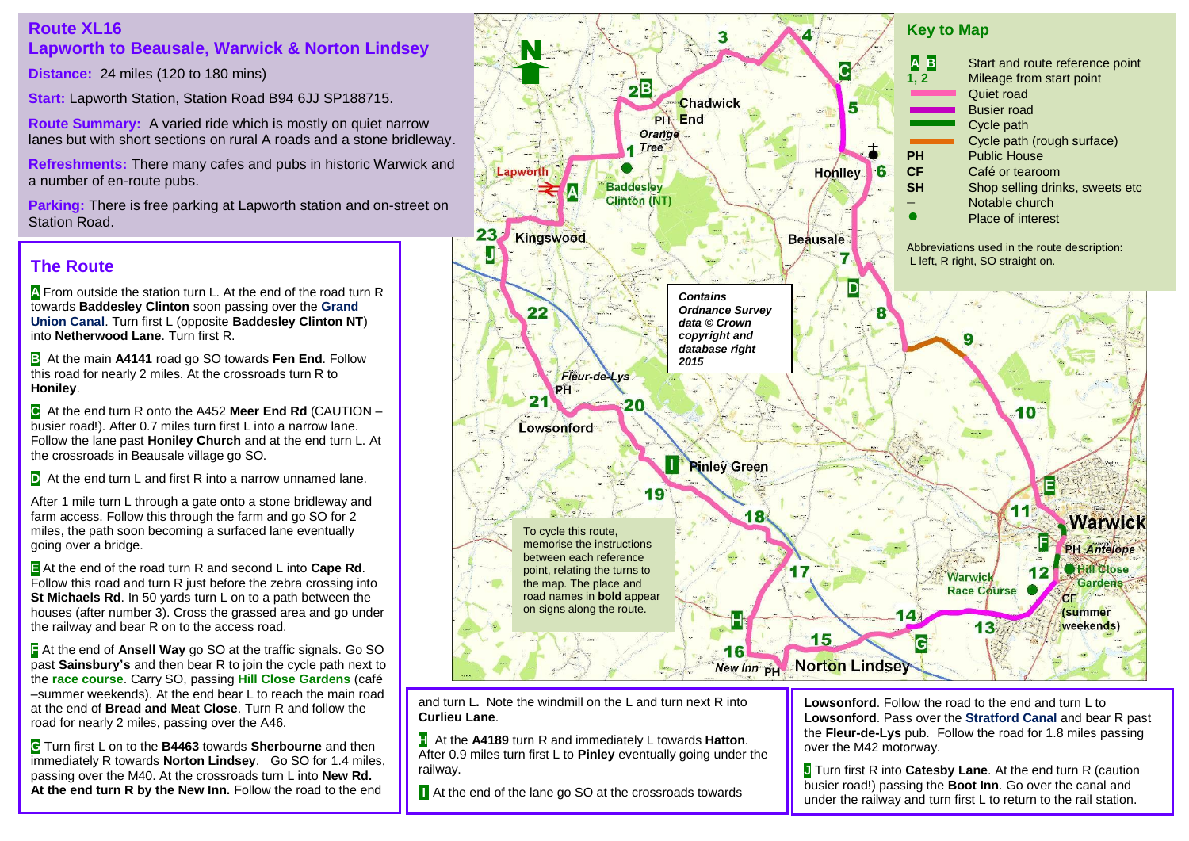# Route XL16
## Lapworth to Beausale, Warwick & Norton Lindsey

**Distance:** 24 miles (120 to 180 mins)

**Start:** Lapworth Station, Station Road B94 6JJ SP188715.

**Route Summary:** A varied ride which is mostly on quiet narrow lanes but with short sections on rural A roads and a stone bridleway.

**Refreshments:** There many cafes and pubs in historic Warwick and a number of en-route pubs.

**Parking:** There is free parking at Lapworth station and on-street on Station Road.

## Key to Map

A B — Start and route reference point
1, 2 — Mileage from start point
Quiet road
Busier road
Cycle path
Cycle path (rough surface)
PH — Public House
CF — Café or tearoom
SH — Shop selling drinks, sweets etc
Notable church
Place of interest

Abbreviations used in the route description: L left, R right, SO straight on.

*Contains Ordnance Survey data © Crown copyright and database right 2015*

To cycle this route, memorise the instructions between each reference point, relating the turns to the map. The place and road names in **bold** appear on signs along the route.

## The Route

**A** From outside the station turn L. At the end of the road turn R towards **Baddesley Clinton** soon passing over the **Grand Union Canal**. Turn first L (opposite **Baddesley Clinton NT**) into **Netherwood Lane**. Turn first R.

**B** At the main **A4141** road go SO towards **Fen End**. Follow this road for nearly 2 miles. At the crossroads turn R to **Honiley**.

**C** At the end turn R onto the A452 **Meer End Rd** (CAUTION – busier road!). After 0.7 miles turn first L into a narrow lane. Follow the lane past **Honiley Church** and at the end turn L. At the crossroads in Beausale village go SO.

**D** At the end turn L and first R into a narrow unnamed lane.

After 1 mile turn L through a gate onto a stone bridleway and farm access. Follow this through the farm and go SO for 2 miles, the path soon becoming a surfaced lane eventually going over a bridge.

**E** At the end of the road turn R and second L into **Cape Rd**. Follow this road and turn R just before the zebra crossing into **St Michaels Rd**. In 50 yards turn L on to a path between the houses (after number 3). Cross the grassed area and go under the railway and bear R on to the access road.

**F** At the end of **Ansell Way** go SO at the traffic signals. Go SO past **Sainsbury's** and then bear R to join the cycle path next to the **race course**. Carry SO, passing **Hill Close Gardens** (café –summer weekends). At the end bear L to reach the main road at the end of **Bread and Meat Close**. Turn R and follow the road for nearly 2 miles, passing over the A46.

**G** Turn first L on to the **B4463** towards **Sherbourne** and then immediately R towards **Norton Lindsey**. Go SO for 1.4 miles, passing over the M40. At the crossroads turn L into **New Rd.** **At the end turn R by the New Inn.** Follow the road to the end and turn L**.** Note the windmill on the L and turn next R into **Curlieu Lane**.

**H** At the **A4189** turn R and immediately L towards **Hatton**. After 0.9 miles turn first L to **Pinley** eventually going under the railway.

**I** At the end of the lane go SO at the crossroads towards **Lowsonford**. Follow the road to the end and turn L to **Lowsonford**. Pass over the **Stratford Canal** and bear R past the **Fleur-de-Lys** pub. Follow the road for 1.8 miles passing over the M42 motorway.

**J** Turn first R into **Catesby Lane**. At the end turn R (caution busier road!) passing the **Boot Inn**. Go over the canal and under the railway and turn first L to return to the rail station.